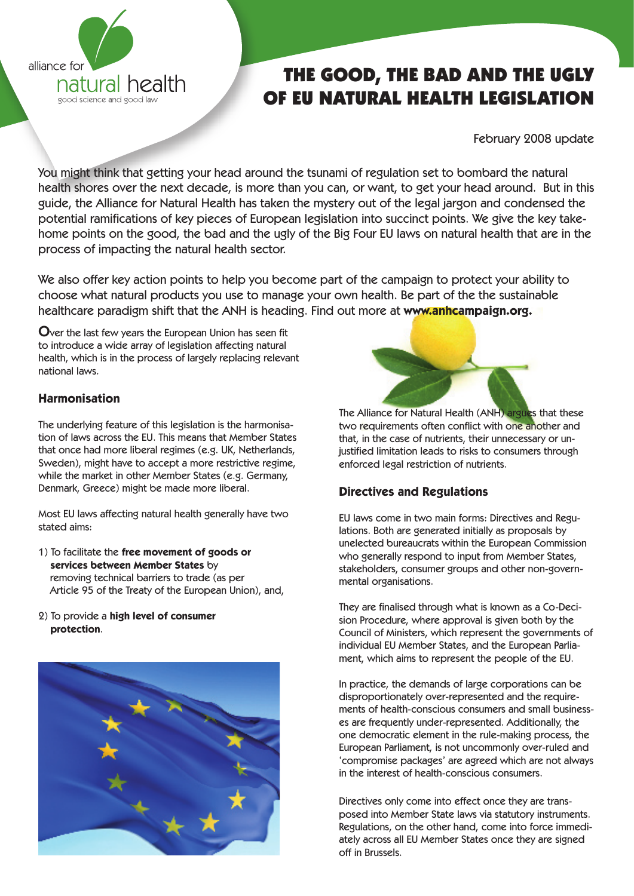alliance for natural health
good science and good law

# THE GOOD, THE BAD AND THE UGLY OF EU NATURAL HEALTH LEGISLATION

February 2008 update

You might think that getting your head around the tsunami of regulation set to bombard the natural health shores over the next decade, is more than you can, or want, to get your head around. But in this guide, the Alliance for Natural Health has taken the mystery out of the legal jargon and condensed the potential ramifications of key pieces of European legislation into succinct points. We give the key take-home points on the good, the bad and the ugly of the Big Four EU laws on natural health that are in the process of impacting the natural health sector.

We also offer key action points to help you become part of the campaign to protect your ability to choose what natural products you use to manage your own health. Be part of the the sustainable healthcare paradigm shift that the ANH is heading. Find out more at **www.anhcampaign.org.**

Over the last few years the European Union has seen fit to introduce a wide array of legislation affecting natural health, which is in the process of largely replacing relevant national laws.

### Harmonisation

The underlying feature of this legislation is the harmonisation of laws across the EU. This means that Member States that once had more liberal regimes (e.g. UK, Netherlands, Sweden), might have to accept a more restrictive regime, while the market in other Member States (e.g. Germany, Denmark, Greece) might be made more liberal.

Most EU laws affecting natural health generally have two stated aims:

1) To facilitate the **free movement of goods or services between Member States** by removing technical barriers to trade (as per Article 95 of the Treaty of the European Union), and,

2) To provide a **high level of consumer protection**.

The Alliance for Natural Health (ANH) argues that these two requirements often conflict with one another and that, in the case of nutrients, their unnecessary or unjustified limitation leads to risks to consumers through enforced legal restriction of nutrients.

### Directives and Regulations

EU laws come in two main forms: Directives and Regulations. Both are generated initially as proposals by unelected bureaucrats within the European Commission who generally respond to input from Member States, stakeholders, consumer groups and other non-governmental organisations.

They are finalised through what is known as a Co-Decision Procedure, where approval is given both by the Council of Ministers, which represent the governments of individual EU Member States, and the European Parliament, which aims to represent the people of the EU.

In practice, the demands of large corporations can be disproportionately over-represented and the requirements of health-conscious consumers and small businesses are frequently under-represented. Additionally, the one democratic element in the rule-making process, the European Parliament, is not uncommonly over-ruled and 'compromise packages' are agreed which are not always in the interest of health-conscious consumers.

Directives only come into effect once they are transposed into Member State laws via statutory instruments. Regulations, on the other hand, come into force immediately across all EU Member States once they are signed off in Brussels.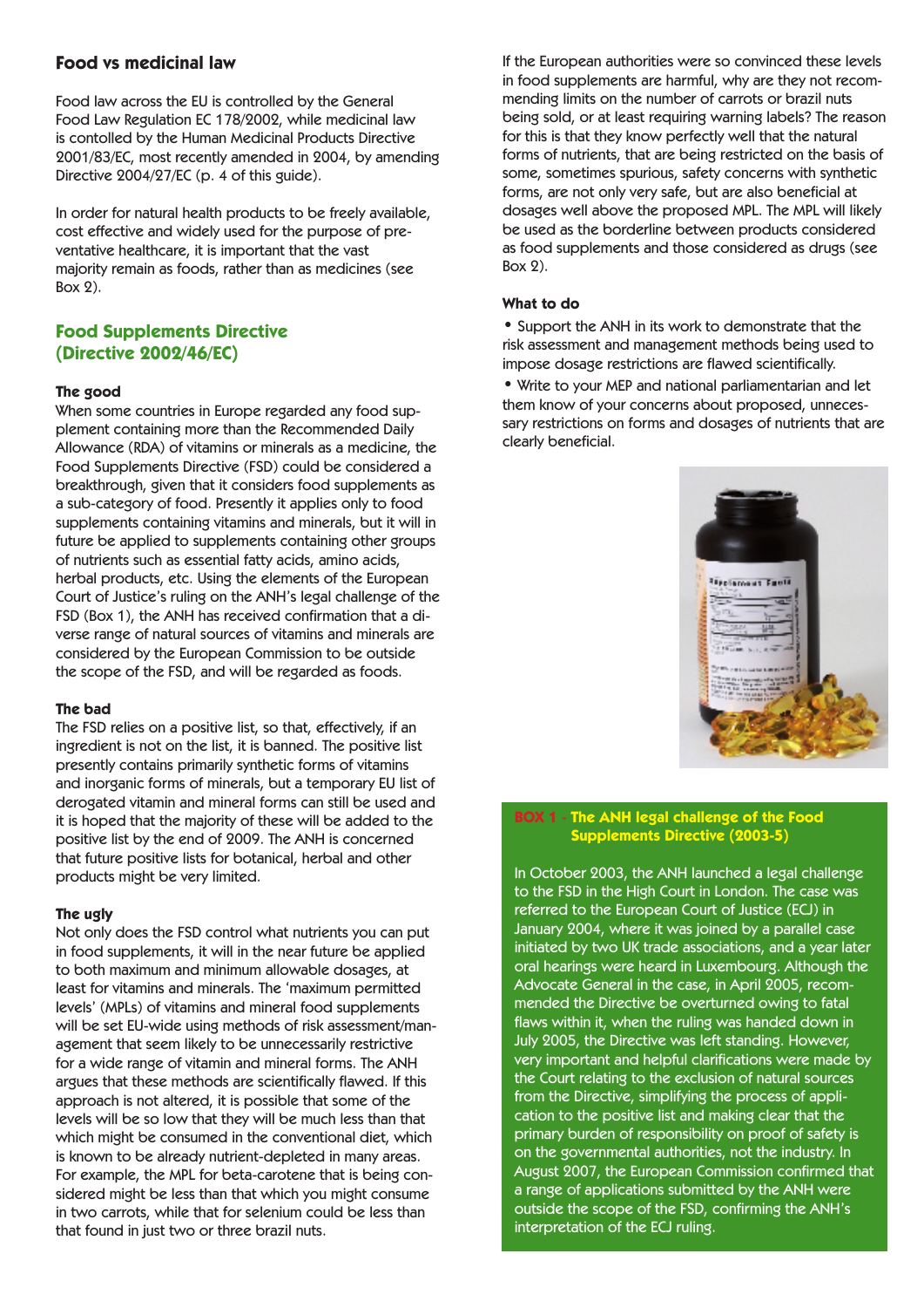## Food vs medicinal law

Food law across the EU is controlled by the General Food Law Regulation EC 178/2002, while medicinal law is contolled by the Human Medicinal Products Directive 2001/83/EC, most recently amended in 2004, by amending Directive 2004/27/EC (p. 4 of this guide).

In order for natural health products to be freely available, cost effective and widely used for the purpose of preventative healthcare, it is important that the vast majority remain as foods, rather than as medicines (see Box 2).

## Food Supplements Directive (Directive 2002/46/EC)

### The good

When some countries in Europe regarded any food supplement containing more than the Recommended Daily Allowance (RDA) of vitamins or minerals as a medicine, the Food Supplements Directive (FSD) could be considered a breakthrough, given that it considers food supplements as a sub-category of food. Presently it applies only to food supplements containing vitamins and minerals, but it will in future be applied to supplements containing other groups of nutrients such as essential fatty acids, amino acids, herbal products, etc. Using the elements of the European Court of Justice's ruling on the ANH's legal challenge of the FSD (Box 1), the ANH has received confirmation that a diverse range of natural sources of vitamins and minerals are considered by the European Commission to be outside the scope of the FSD, and will be regarded as foods.

### The bad

The FSD relies on a positive list, so that, effectively, if an ingredient is not on the list, it is banned. The positive list presently contains primarily synthetic forms of vitamins and inorganic forms of minerals, but a temporary EU list of derogated vitamin and mineral forms can still be used and it is hoped that the majority of these will be added to the positive list by the end of 2009. The ANH is concerned that future positive lists for botanical, herbal and other products might be very limited.

### The ugly

Not only does the FSD control what nutrients you can put in food supplements, it will in the near future be applied to both maximum and minimum allowable dosages, at least for vitamins and minerals. The 'maximum permitted levels' (MPLs) of vitamins and mineral food supplements will be set EU-wide using methods of risk assessment/management that seem likely to be unnecessarily restrictive for a wide range of vitamin and mineral forms. The ANH argues that these methods are scientifically flawed. If this approach is not altered, it is possible that some of the levels will be so low that they will be much less than that which might be consumed in the conventional diet, which is known to be already nutrient-depleted in many areas. For example, the MPL for beta-carotene that is being considered might be less than that which you might consume in two carrots, while that for selenium could be less than that found in just two or three brazil nuts.

If the European authorities were so convinced these levels in food supplements are harmful, why are they not recommending limits on the number of carrots or brazil nuts being sold, or at least requiring warning labels? The reason for this is that they know perfectly well that the natural forms of nutrients, that are being restricted on the basis of some, sometimes spurious, safety concerns with synthetic forms, are not only very safe, but are also beneficial at dosages well above the proposed MPL. The MPL will likely be used as the borderline between products considered as food supplements and those considered as drugs (see Box 2).

### What to do

- Support the ANH in its work to demonstrate that the risk assessment and management methods being used to impose dosage restrictions are flawed scientifically.
- Write to your MEP and national parliamentarian and let them know of your concerns about proposed, unnecessary restrictions on forms and dosages of nutrients that are clearly beneficial.

### BOX 1 - The ANH legal challenge of the Food Supplements Directive (2003-5)

In October 2003, the ANH launched a legal challenge to the FSD in the High Court in London. The case was referred to the European Court of Justice (ECJ) in January 2004, where it was joined by a parallel case initiated by two UK trade associations, and a year later oral hearings were heard in Luxembourg. Although the Advocate General in the case, in April 2005, recommended the Directive be overturned owing to fatal flaws within it, when the ruling was handed down in July 2005, the Directive was left standing. However, very important and helpful clarifications were made by the Court relating to the exclusion of natural sources from the Directive, simplifying the process of application to the positive list and making clear that the primary burden of responsibility on proof of safety is on the governmental authorities, not the industry. In August 2007, the European Commission confirmed that a range of applications submitted by the ANH were outside the scope of the FSD, confirming the ANH's interpretation of the ECJ ruling.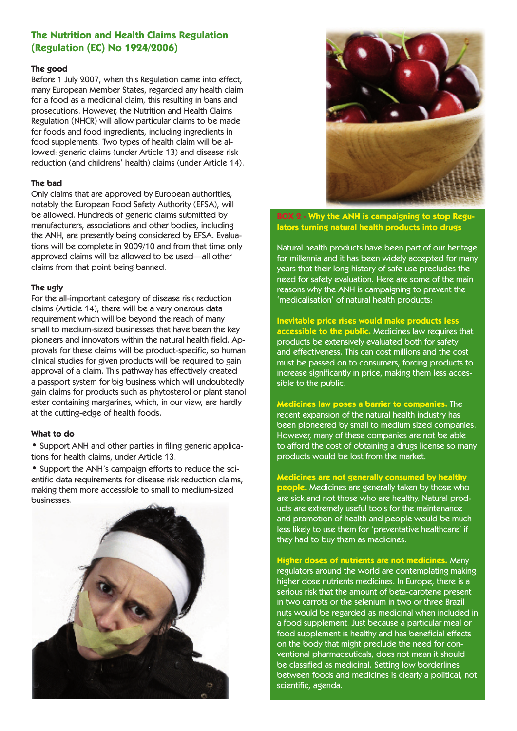## The Nutrition and Health Claims Regulation (Regulation (EC) No 1924/2006)

### The good

Before 1 July 2007, when this Regulation came into effect, many European Member States, regarded any health claim for a food as a medicinal claim, this resulting in bans and prosecutions. However, the Nutrition and Health Claims Regulation (NHCR) will allow particular claims to be made for foods and food ingredients, including ingredients in food supplements. Two types of health claim will be allowed: generic claims (under Article 13) and disease risk reduction (and childrens' health) claims (under Article 14).

### The bad

Only claims that are approved by European authorities, notably the European Food Safety Authority (EFSA), will be allowed. Hundreds of generic claims submitted by manufacturers, associations and other bodies, including the ANH, are presently being considered by EFSA. Evaluations will be complete in 2009/10 and from that time only approved claims will be allowed to be used—all other claims from that point being banned.

### The ugly

For the all-important category of disease risk reduction claims (Article 14), there will be a very onerous data requirement which will be beyond the reach of many small to medium-sized businesses that have been the key pioneers and innovators within the natural health field. Approvals for these claims will be product-specific, so human clinical studies for given products will be required to gain approval of a claim. This pathway has effectively created a passport system for big business which will undoubtedly gain claims for products such as phytosterol or plant stanol ester containing margarines, which, in our view, are hardly at the cutting-edge of health foods.

### What to do

- Support ANH and other parties in filing generic applications for health claims, under Article 13.
- Support the ANH's campaign efforts to reduce the scientific data requirements for disease risk reduction claims, making them more accessible to small to medium-sized businesses.

### BOX 2 - Why the ANH is campaigning to stop Regulators turning natural health products into drugs

Natural health products have been part of our heritage for millennia and it has been widely accepted for many years that their long history of safe use precludes the need for safety evaluation. Here are some of the main reasons why the ANH is campaigning to prevent the 'medicalisation' of natural health products:

**Inevitable price rises would make products less accessible to the public.** Medicines law requires that products be extensively evaluated both for safety and effectiveness. This can cost millions and the cost must be passed on to consumers, forcing products to increase significantly in price, making them less accessible to the public.

**Medicines law poses a barrier to companies.** The recent expansion of the natural health industry has been pioneered by small to medium sized companies. However, many of these companies are not be able to afford the cost of obtaining a drugs license so many products would be lost from the market.

**Medicines are not generally consumed by healthy people.** Medicines are generally taken by those who are sick and not those who are healthy. Natural products are extremely useful tools for the maintenance and promotion of health and people would be much less likely to use them for 'preventative healthcare' if they had to buy them as medicines.

**Higher doses of nutrients are not medicines.** Many regulators around the world are contemplating making higher dose nutrients medicines. In Europe, there is a serious risk that the amount of beta-carotene present in two carrots or the selenium in two or three Brazil nuts would be regarded as medicinal when included in a food supplement. Just because a particular meal or food supplement is healthy and has beneficial effects on the body that might preclude the need for conventional pharmaceuticals, does not mean it should be classified as medicinal. Setting low borderlines between foods and medicines is clearly a political, not scientific, agenda.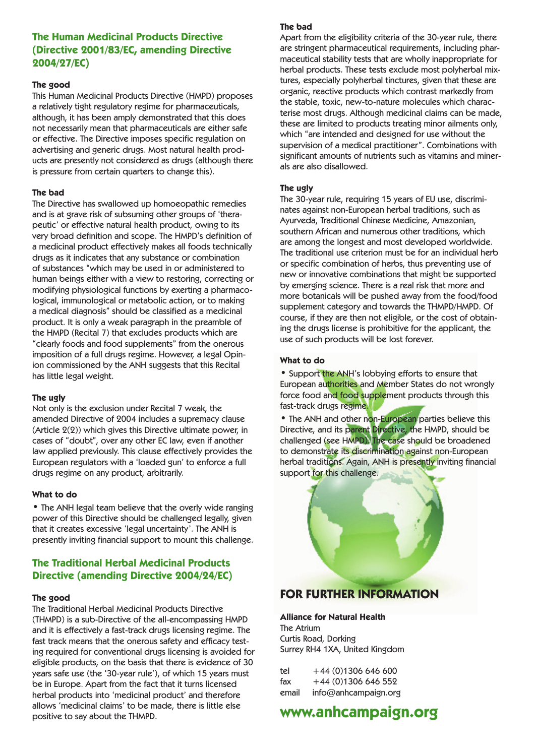## The Human Medicinal Products Directive (Directive 2001/83/EC, amending Directive 2004/27/EC)

### The good

This Human Medicinal Products Directive (HMPD) proposes a relatively tight regulatory regime for pharmaceuticals, although, it has been amply demonstrated that this does not necessarily mean that pharmaceuticals are either safe or effective. The Directive imposes specific regulation on advertising and generic drugs. Most natural health products are presently not considered as drugs (although there is pressure from certain quarters to change this).

### The bad

The Directive has swallowed up homoeopathic remedies and is at grave risk of subsuming other groups of 'therapeutic' or effective natural health product, owing to its very broad definition and scope. The HMPD's definition of a medicinal product effectively makes all foods technically drugs as it indicates that any substance or combination of substances "which may be used in or administered to human beings either with a view to restoring, correcting or modifying physiological functions by exerting a pharmacological, immunological or metabolic action, or to making a medical diagnosis" should be classified as a medicinal product. It is only a weak paragraph in the preamble of the HMPD (Recital 7) that excludes products which are "clearly foods and food supplements" from the onerous imposition of a full drugs regime. However, a legal Opinion commissioned by the ANH suggests that this Recital has little legal weight.

### The ugly

Not only is the exclusion under Recital 7 weak, the amended Directive of 2004 includes a supremacy clause (Article 2(2)) which gives this Directive ultimate power, in cases of "doubt", over any other EC law, even if another law applied previously. This clause effectively provides the European regulators with a 'loaded gun' to enforce a full drugs regime on any product, arbitrarily.

### What to do

- The ANH legal team believe that the overly wide ranging power of this Directive should be challenged legally, given that it creates excessive 'legal uncertainty'. The ANH is presently inviting financial support to mount this challenge.

## The Traditional Herbal Medicinal Products Directive (amending Directive 2004/24/EC)

### The good

The Traditional Herbal Medicinal Products Directive (THMPD) is a sub-Directive of the all-encompassing HMPD and it is effectively a fast-track drugs licensing regime. The fast track means that the onerous safety and efficacy testing required for conventional drugs licensing is avoided for eligible products, on the basis that there is evidence of 30 years safe use (the '30-year rule'), of which 15 years must be in Europe. Apart from the fact that it turns licensed herbal products into 'medicinal product' and therefore allows 'medicinal claims' to be made, there is little else positive to say about the THMPD.

### The bad

Apart from the eligibility criteria of the 30-year rule, there are stringent pharmaceutical requirements, including pharmaceutical stability tests that are wholly inappropriate for herbal products. These tests exclude most polyherbal mixtures, especially polyherbal tinctures, given that these are organic, reactive products which contrast markedly from the stable, toxic, new-to-nature molecules which characterise most drugs. Although medicinal claims can be made, these are limited to products treating minor ailments only, which "are intended and designed for use without the supervision of a medical practitioner". Combinations with significant amounts of nutrients such as vitamins and minerals are also disallowed.

### The ugly

The 30-year rule, requiring 15 years of EU use, discriminates against non-European herbal traditions, such as Ayurveda, Traditional Chinese Medicine, Amazonian, southern African and numerous other traditions, which are among the longest and most developed worldwide. The traditional use criterion must be for an individual herb or specific combination of herbs, thus preventing use of new or innovative combinations that might be supported by emerging science. There is a real risk that more and more botanicals will be pushed away from the food/food supplement category and towards the THMPD/HMPD. Of course, if they are then not eligible, or the cost of obtaining the drugs license is prohibitive for the applicant, the use of such products will be lost forever.

### What to do

- Support the ANH's lobbying efforts to ensure that European authorities and Member States do not wrongly force food and food supplement products through this fast-track drugs regime.
- The ANH and other non-European parties believe this Directive, and its parent Directive, the HMPD, should be challenged (see HMPD). The case should be broadened to demonstrate its discrimination against non-European herbal traditions. Again, ANH is presently inviting financial support for this challenge.

## FOR FURTHER INFORMATION

**Alliance for Natural Health**
The Atrium
Curtis Road, Dorking
Surrey RH4 1XA, United Kingdom

tel +44 (0)1306 646 600
fax +44 (0)1306 646 552
email info@anhcampaign.org

**www.anhcampaign.org**